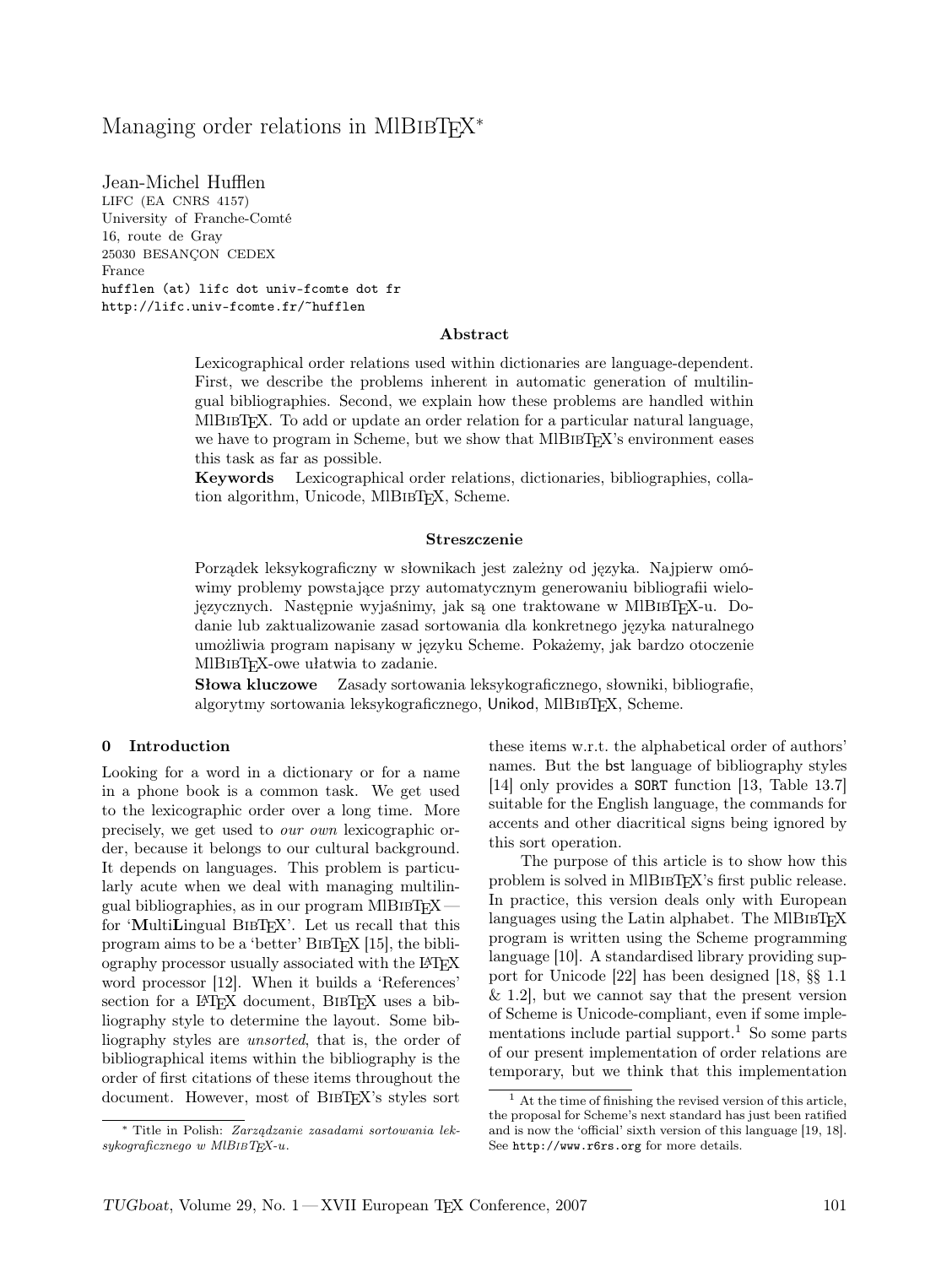# Managing order relations in MlBibTeX*

Jean-Michel Hufflen
LIFC (EA CNRS 4157)
University of Franche-Comté
16, route de Gray
25030 BESANÇON CEDEX
France
hufflen (at) lifc dot univ-fcomte dot fr
http://lifc.univ-fcomte.fr/~hufflen

### Abstract

Lexicographical order relations used within dictionaries are language-dependent. First, we describe the problems inherent in automatic generation of multilingual bibliographies. Second, we explain how these problems are handled within MlBibTeX. To add or update an order relation for a particular natural language, we have to program in Scheme, but we show that MlBibTeX's environment eases this task as far as possible.

**Keywords** Lexicographical order relations, dictionaries, bibliographies, collation algorithm, Unicode, MlBibTeX, Scheme.

### Streszczenie

Porządek leksykograficzny w słownikach jest zależny od języka. Najpierw omówimy problemy powstające przy automatycznym generowaniu bibliografii wielojęzycznych. Następnie wyjaśnimy, jak są one traktowane w MlBibTeX-u. Dodanie lub zaktualizowanie zasad sortowania dla konkretnego języka naturalnego umożliwia program napisany w języku Scheme. Pokażemy, jak bardzo otoczenie MlBibTeX-owe ułatwia to zadanie.

**Słowa kluczowe** Zasady sortowania leksykograficznego, słowniki, bibliografie, algorytmy sortowania leksykograficznego, Unikod, MlBibTeX, Scheme.

## 0 Introduction

Looking for a word in a dictionary or for a name in a phone book is a common task. We get used to the lexicographic order over a long time. More precisely, we get used to *our own* lexicographic order, because it belongs to our cultural background. It depends on languages. This problem is particularly acute when we deal with managing multilingual bibliographies, as in our program MlBibTeX — for '**M**ulti**L**ingual BibTeX'. Let us recall that this program aims to be a 'better' BibTeX [15], the bibliography processor usually associated with the LaTeX word processor [12]. When it builds a 'References' section for a LaTeX document, BibTeX uses a bibliography style to determine the layout. Some bibliography styles are *unsorted*, that is, the order of bibliographical items within the bibliography is the order of first citations of these items throughout the document. However, most of BibTeX's styles sort these items w.r.t. the alphabetical order of authors' names. But the bst language of bibliography styles [14] only provides a SORT function [13, Table 13.7] suitable for the English language, the commands for accents and other diacritical signs being ignored by this sort operation.

The purpose of this article is to show how this problem is solved in MlBibTeX's first public release. In practice, this version deals only with European languages using the Latin alphabet. The MlBibTeX program is written using the Scheme programming language [10]. A standardised library providing support for Unicode [22] has been designed [18, §§ 1.1 & 1.2], but we cannot say that the present version of Scheme is Unicode-compliant, even if some implementations include partial support.[1] So some parts of our present implementation of order relations are temporary, but we think that this implementation

---

* Title in Polish: *Zarządzanie zasadami sortowania leksykograficznego w MlBibTeX-u.*

[1] At the time of finishing the revised version of this article, the proposal for Scheme's next standard has just been ratified and is now the 'official' sixth version of this language [19, 18]. See http://www.r6rs.org for more details.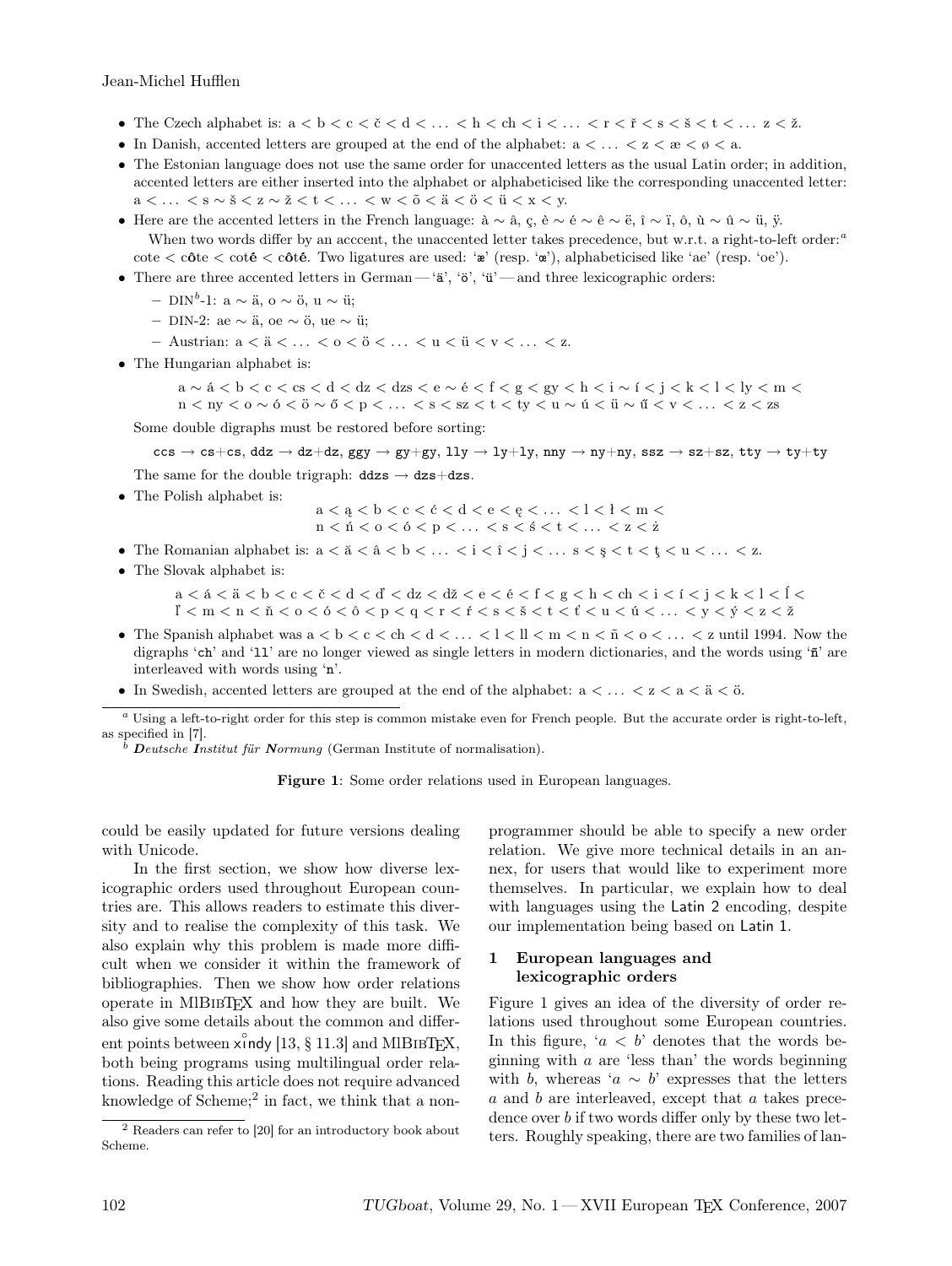- The Czech alphabet is: a < b < c < č < d < ... < h < ch < i < ... < r < ř < s < š < t < ... z < ž.
- In Danish, accented letters are grouped at the end of the alphabet: a < ... < z < æ < ø < a.
- The Estonian language does not use the same order for unaccented letters as the usual Latin order; in addition, accented letters are either inserted into the alphabet or alphabeticised like the corresponding unaccented letter: a < ... < s ∼ š < z ∼ ž < t < ... < w < õ < ä < ö < ü < x < y.
- Here are the accented letters in the French language: à ∼ â, ç, è ∼ é ∼ ê ∼ ë, î ∼ ï, ô, ù ∼ û ∼ ü, ÿ.
  When two words differ by an acccent, the unaccented letter takes precedence, but w.r.t. a right-to-left order:[a] cote < c**ô**te < cot**é** < c**ô**t**é**. Two ligatures are used: 'æ' (resp. 'œ'), alphabeticised like 'ae' (resp. 'oe').
- There are three accented letters in German — 'ä', 'ö', 'ü' — and three lexicographic orders:
  - DIN[b]-1: a ∼ ä, o ∼ ö, u ∼ ü;
  - DIN-2: ae ∼ ä, oe ∼ ö, ue ∼ ü;
  - Austrian: a < ä < ... < o < ö < ... < u < ü < v < ... < z.
- The Hungarian alphabet is:

  a ∼ á < b < c < cs < d < dz < dzs < e ∼ é < f < g < gy < h < i ∼ í < j < k < l < ly < m < n < ny < o ∼ ó < ö ∼ ő < p < ... < s < sz < t < ty < u ∼ ú < ü ∼ ű < v < ... < z < zs

  Some double digraphs must be restored before sorting:

  `ccs` → `cs`+`cs`, `ddz` → `dz`+`dz`, `ggy` → `gy`+`gy`, `lly` → `ly`+`ly`, `nny` → `ny`+`ny`, `ssz` → `sz`+`sz`, `tty` → `ty`+`ty`

  The same for the double trigraph: `ddzs` → `dzs`+`dzs`.
- The Polish alphabet is:

  a < ą < b < c < ć < d < e < ę < ... < l < ł < m < n < ń < o < ó < p < ... < s < ś < t < ... < z < ż
- The Romanian alphabet is: a < ă < â < b < ... < i < î < j < ... s < ş < t < ţ < u < ... < z.
- The Slovak alphabet is:

  a < á < ä < b < c < č < d < ď < dz < dž < e < é < f < g < h < ch < i < í < j < k < l < Ĺ < ľ < m < n < ň < o < ó < ô < p < q < r < ŕ < s < š < t < ť < u < ú < ... < y < ý < z < ž
- The Spanish alphabet was a < b < c < ch < d < ... < l < ll < m < n < ñ < o < ... < z until 1994. Now the digraphs '`ch`' and '`ll`' are no longer viewed as single letters in modern dictionaries, and the words using '`ñ`' are interleaved with words using '`n`'.
- In Swedish, accented letters are grouped at the end of the alphabet: a < ... < z < a < ä < ö.

[a] Using a left-to-right order for this step is common mistake even for French people. But the accurate order is right-to-left, as specified in [7].

[b] ***D**eutsche **I**nstitut für **N**ormung* (German Institute of normalisation).

**Figure 1**: Some order relations used in European languages.

could be easily updated for future versions dealing with Unicode.

In the first section, we show how diverse lexicographic orders used throughout European countries are. This allows readers to estimate this diversity and to realise the complexity of this task. We also explain why this problem is made more difficult when we consider it within the framework of bibliographies. Then we show how order relations operate in MlBibTeX and how they are built. We also give some details about the common and different points between xindy [13, § 11.3] and MlBibTeX, both being programs using multilingual order relations. Reading this article does not require advanced knowledge of Scheme;[2] in fact, we think that a non-programmer should be able to specify a new order relation. We give more technical details in an annex, for users that would like to experiment more themselves. In particular, we explain how to deal with languages using the Latin 2 encoding, despite our implementation being based on Latin 1.

[2] Readers can refer to [20] for an introductory book about Scheme.

## 1 European languages and lexicographic orders

Figure 1 gives an idea of the diversity of order relations used throughout some European countries. In this figure, '$a < b$' denotes that the words beginning with $a$ are 'less than' the words beginning with $b$, whereas '$a \sim b$' expresses that the letters $a$ and $b$ are interleaved, except that $a$ takes precedence over $b$ if two words differ only by these two letters. Roughly speaking, there are two families of lan-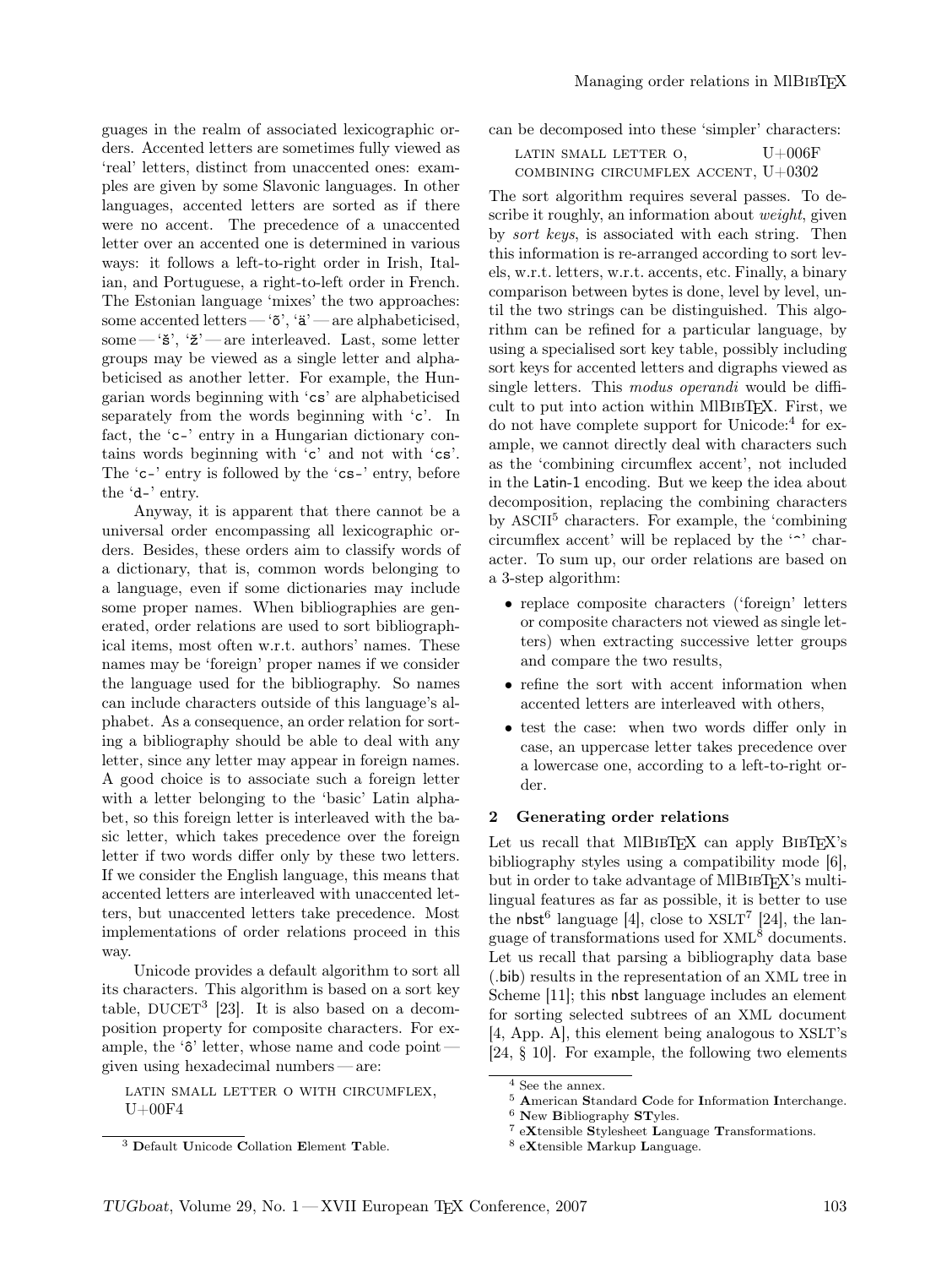guages in the realm of associated lexicographic orders. Accented letters are sometimes fully viewed as 'real' letters, distinct from unaccented ones: examples are given by some Slavonic languages. In other languages, accented letters are sorted as if there were no accent. The precedence of a unaccented letter over an accented one is determined in various ways: it follows a left-to-right order in Irish, Italian, and Portuguese, a right-to-left order in French. The Estonian language 'mixes' the two approaches: some accented letters — 'õ', 'ä' — are alphabeticised, some — 'š', 'ž' — are interleaved. Last, some letter groups may be viewed as a single letter and alphabeticised as another letter. For example, the Hungarian words beginning with 'cs' are alphabeticised separately from the words beginning with 'c'. In fact, the 'c-' entry in a Hungarian dictionary contains words beginning with 'c' and not with 'cs'. The 'c-' entry is followed by the 'cs-' entry, before the 'd-' entry.

Anyway, it is apparent that there cannot be a universal order encompassing all lexicographic orders. Besides, these orders aim to classify words of a dictionary, that is, common words belonging to a language, even if some dictionaries may include some proper names. When bibliographies are generated, order relations are used to sort bibliographical items, most often w.r.t. authors' names. These names may be 'foreign' proper names if we consider the language used for the bibliography. So names can include characters outside of this language's alphabet. As a consequence, an order relation for sorting a bibliography should be able to deal with any letter, since any letter may appear in foreign names. A good choice is to associate such a foreign letter with a letter belonging to the 'basic' Latin alphabet, so this foreign letter is interleaved with the basic letter, which takes precedence over the foreign letter if two words differ only by these two letters. If we consider the English language, this means that accented letters are interleaved with unaccented letters, but unaccented letters take precedence. Most implementations of order relations proceed in this way.

Unicode provides a default algorithm to sort all its characters. This algorithm is based on a sort key table, DUCET[3] [23]. It is also based on a decomposition property for composite characters. For example, the 'ô' letter, whose name and code point — given using hexadecimal numbers — are:

LATIN SMALL LETTER O WITH CIRCUMFLEX, U+00F4

can be decomposed into these 'simpler' characters:

| | |
|---|---|
| LATIN SMALL LETTER O, | U+006F |
| COMBINING CIRCUMFLEX ACCENT, | U+0302 |

The sort algorithm requires several passes. To describe it roughly, an information about *weight*, given by *sort keys*, is associated with each string. Then this information is re-arranged according to sort levels, w.r.t. letters, w.r.t. accents, etc. Finally, a binary comparison between bytes is done, level by level, until the two strings can be distinguished. This algorithm can be refined for a particular language, by using a specialised sort key table, possibly including sort keys for accented letters and digraphs viewed as single letters. This *modus operandi* would be difficult to put into action within MlBibTeX. First, we do not have complete support for Unicode:[4] for example, we cannot directly deal with characters such as the 'combining circumflex accent', not included in the Latin-1 encoding. But we keep the idea about decomposition, replacing the combining characters by ASCII[5] characters. For example, the 'combining circumflex accent' will be replaced by the '^' character. To sum up, our order relations are based on a 3-step algorithm:

- replace composite characters ('foreign' letters or composite characters not viewed as single letters) when extracting successive letter groups and compare the two results,
- refine the sort with accent information when accented letters are interleaved with others,
- test the case: when two words differ only in case, an uppercase letter takes precedence over a lowercase one, according to a left-to-right order.

## 2 Generating order relations

Let us recall that MlBibTeX can apply BibTeX's bibliography styles using a compatibility mode [6], but in order to take advantage of MlBibTeX's multilingual features as far as possible, it is better to use the nbst[6] language [4], close to XSLT[7] [24], the language of transformations used for XML[8] documents. Let us recall that parsing a bibliography data base (.bib) results in the representation of an XML tree in Scheme [11]; this nbst language includes an element for sorting selected subtrees of an XML document [4, App. A], this element being analogous to XSLT's [24, § 10]. For example, the following two elements

[3] **D**efault **U**nicode **C**ollation **E**lement **T**able.

[4] See the annex.

[5] **A**merican **S**tandard **C**ode for **I**nformation **I**nterchange.

[6] **N**ew **B**ibliography **ST**yles.

[7] e**X**tensible **S**tylesheet **L**anguage **T**ransformations.

[8] e**X**tensible **M**arkup **L**anguage.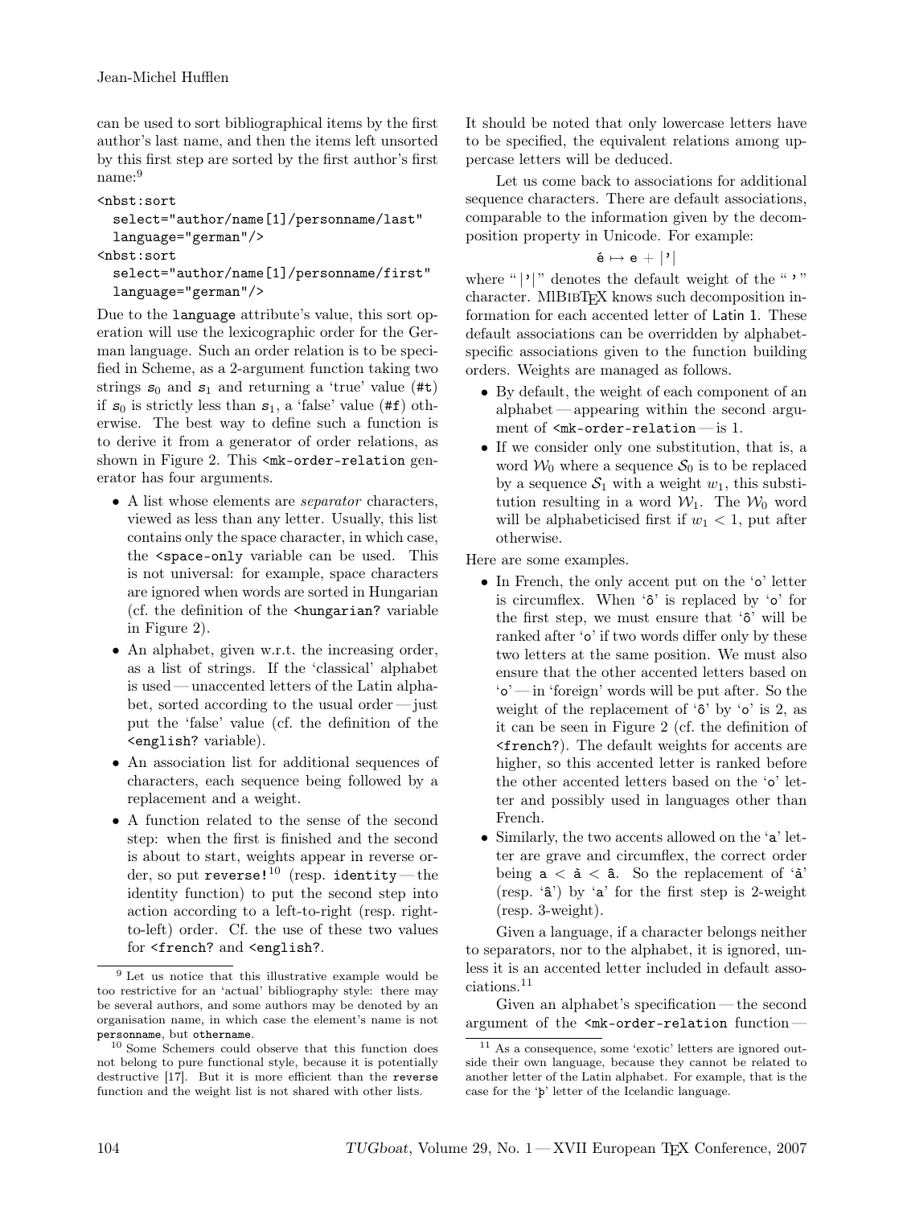can be used to sort bibliographical items by the first author's last name, and then the items left unsorted by this first step are sorted by the first author's first name:[9]

```
<nbst:sort
  select="author/name[1]/personname/last"
  language="german"/>
<nbst:sort
  select="author/name[1]/personname/first"
  language="german"/>
```

Due to the `language` attribute's value, this sort operation will use the lexicographic order for the German language. Such an order relation is to be specified in Scheme, as a 2-argument function taking two strings $s_0$ and $s_1$ and returning a 'true' value (`#t`) if $s_0$ is strictly less than $s_1$, a 'false' value (`#f`) otherwise. The best way to define such a function is to derive it from a generator of order relations, as shown in Figure 2. This `<mk-order-relation` generator has four arguments.

- A list whose elements are *separator* characters, viewed as less than any letter. Usually, this list contains only the space character, in which case, the `<space-only` variable can be used. This is not universal: for example, space characters are ignored when words are sorted in Hungarian (cf. the definition of the `<hungarian?` variable in Figure 2).
- An alphabet, given w.r.t. the increasing order, as a list of strings. If the 'classical' alphabet is used — unaccented letters of the Latin alphabet, sorted according to the usual order — just put the 'false' value (cf. the definition of the `<english?` variable).
- An association list for additional sequences of characters, each sequence being followed by a replacement and a weight.
- A function related to the sense of the second step: when the first is finished and the second is about to start, weights appear in reverse order, so put `reverse!`[10] (resp. `identity` — the identity function) to put the second step into action according to a left-to-right (resp. right-to-left) order. Cf. the use of these two values for `<french?` and `<english?`.

It should be noted that only lowercase letters have to be specified, the equivalent relations among uppercase letters will be deduced.

Let us come back to associations for additional sequence characters. There are default associations, comparable to the information given by the decomposition property in Unicode. For example:

$$\text{ê} \mapsto \text{e} + |\text{'}|$$

where "|'|" denotes the default weight of the "'" character. MlBIBTEX knows such decomposition information for each accented letter of Latin 1. These default associations can be overridden by alphabet-specific associations given to the function building orders. Weights are managed as follows.

- By default, the weight of each component of an alphabet — appearing within the second argument of `<mk-order-relation` — is 1.
- If we consider only one substitution, that is, a word $\mathcal{W}_0$ where a sequence $\mathcal{S}_0$ is to be replaced by a sequence $\mathcal{S}_1$ with a weight $w_1$, this substitution resulting in a word $\mathcal{W}_1$. The $\mathcal{W}_0$ word will be alphabeticised first if $w_1 < 1$, put after otherwise.

Here are some examples.

- In French, the only accent put on the 'o' letter is circumflex. When 'ô' is replaced by 'o' for the first step, we must ensure that 'ô' will be ranked after 'o' if two words differ only by these two letters at the same position. We must also ensure that the other accented letters based on 'o' — in 'foreign' words will be put after. So the weight of the replacement of 'ô' by 'o' is 2, as it can be seen in Figure 2 (cf. the definition of `<french?`). The default weights for accents are higher, so this accented letter is ranked before the other accented letters based on the 'o' letter and possibly used in languages other than French.
- Similarly, the two accents allowed on the 'a' letter are grave and circumflex, the correct order being a < à < â. So the replacement of 'à' (resp. 'â') by 'a' for the first step is 2-weight (resp. 3-weight).

Given a language, if a character belongs neither to separators, nor to the alphabet, it is ignored, unless it is an accented letter included in default associations.[11]

Given an alphabet's specification — the second argument of the `<mk-order-relation` function —

---

[9] Let us notice that this illustrative example would be too restrictive for an 'actual' bibliography style: there may be several authors, and some authors may be denoted by an organisation name, in which case the element's name is not `personname`, but `othername`.

[10] Some Schemers could observe that this function does not belong to pure functional style, because it is potentially destructive [17]. But it is more efficient than the `reverse` function and the weight list is not shared with other lists.

[11] As a consequence, some 'exotic' letters are ignored outside their own language, because they cannot be related to another letter of the Latin alphabet. For example, that is the case for the 'þ' letter of the Icelandic language.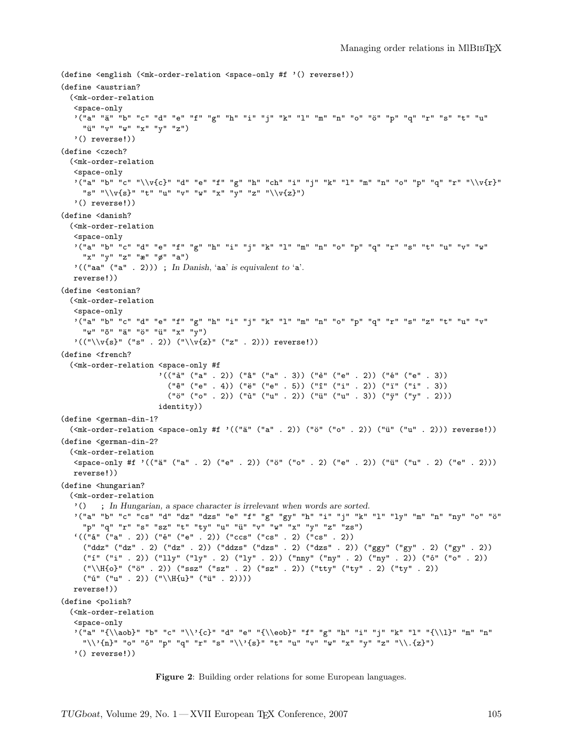```
(define <english (<mk-order-relation <space-only #f '() reverse!))
(define <austrian?
  (<mk-order-relation
   <space-only
   '("a" "ä" "b" "c" "d" "e" "f" "g" "h" "i" "j" "k" "l" "m" "n" "o" "ö" "p" "q" "r" "s" "t" "u"
     "ü" "v" "w" "x" "y" "z")
   '() reverse!))
(define <czech?
  (<mk-order-relation
   <space-only
   '("a" "b" "c" "\\v{c}" "d" "e" "f" "g" "h" "ch" "i" "j" "k" "l" "m" "n" "o" "p" "q" "r" "\\v{r}"
     "s" "\\v{s}" "t" "u" "v" "w" "x" "y" "z" "\\v{z}")
   '() reverse!))
(define <danish?
  (<mk-order-relation
   <space-only
   '("a" "b" "c" "d" "e" "f" "g" "h" "i" "j" "k" "l" "m" "n" "o" "p" "q" "r" "s" "t" "u" "v" "w"
     "x" "y" "z" "æ" "ø" "a")
   '(("aa" ("a" . 2))) ; In Danish, 'aa' is equivalent to 'a'.
   reverse!))
(define <estonian?
  (<mk-order-relation
   <space-only
   '("a" "b" "c" "d" "e" "f" "g" "h" "i" "j" "k" "l" "m" "n" "o" "p" "q" "r" "s" "z" "t" "u" "v"
     "w" "õ" "ä" "ö" "ü" "x" "y")
   '(("\\v{s}" ("s" . 2)) ("\\v{z}" ("z" . 2))) reverse!))
(define <french?
  (<mk-order-relation <space-only #f
                      '(("à" ("a" . 2)) ("â" ("a" . 3)) ("è" ("e" . 2)) ("é" ("e" . 3))
                        ("ê" ("e" . 4)) ("ë" ("e" . 5)) ("î" ("i" . 2)) ("ï" ("i" . 3))
                        ("ö" ("o" . 2)) ("ù" ("u" . 2)) ("ü" ("u" . 3)) ("ÿ" ("y" . 2)))
                      identity))
(define <german-din-1?
  (<mk-order-relation <space-only #f '(("ä" ("a" . 2)) ("ö" ("o" . 2)) ("ü" ("u" . 2))) reverse!))
(define <german-din-2?
  (<mk-order-relation
   <space-only #f '(("ä" ("a" . 2) ("e" . 2)) ("ö" ("o" . 2) ("e" . 2)) ("ü" ("u" . 2) ("e" . 2)))
   reverse!))
(define <hungarian?
  (<mk-order-relation
   '()   ; In Hungarian, a space character is irrelevant when words are sorted.
   '("a" "b" "c" "cs" "d" "dz" "dzs" "e" "f" "g" "gy" "h" "i" "j" "k" "l" "ly" "m" "n" "ny" "o" "ö"
     "p" "q" "r" "s" "sz" "t" "ty" "u" "ü" "v" "w" "x" "y" "z" "zs")
   '(("á" ("a" . 2)) ("é" ("e" . 2)) ("ccs" ("cs" . 2) ("cs" . 2))
     ("ddz" ("dz" . 2) ("dz" . 2)) ("ddzs" ("dzs" . 2) ("dzs" . 2)) ("ggy" ("gy" . 2) ("gy" . 2))
     ("í" ("i" . 2)) ("lly" ("ly" . 2) ("ly" . 2)) ("nny" ("ny" . 2) ("ny" . 2)) ("ó" ("o" . 2))
     ("\\H{o}" ("ö" . 2)) ("ssz" ("sz" . 2) ("sz" . 2)) ("tty" ("ty" . 2) ("ty" . 2))
     ("ú" ("u" . 2)) ("\\H{u}" ("ü" . 2))))
   reverse!))
(define <polish?
  (<mk-order-relation
   <space-only
   '("a" "{\\aob}" "b" "c" "\\'{c}" "d" "e" "{\\eob}" "f" "g" "h" "i" "j" "k" "l" "{\\l}" "m" "n"
     "\\'{n}" "o" "ó" "p" "q" "r" "s" "\\'{s}" "t" "u" "v" "w" "x" "y" "z" "\\.{z}")
   '() reverse!))
```

**Figure 2**: Building order relations for some European languages.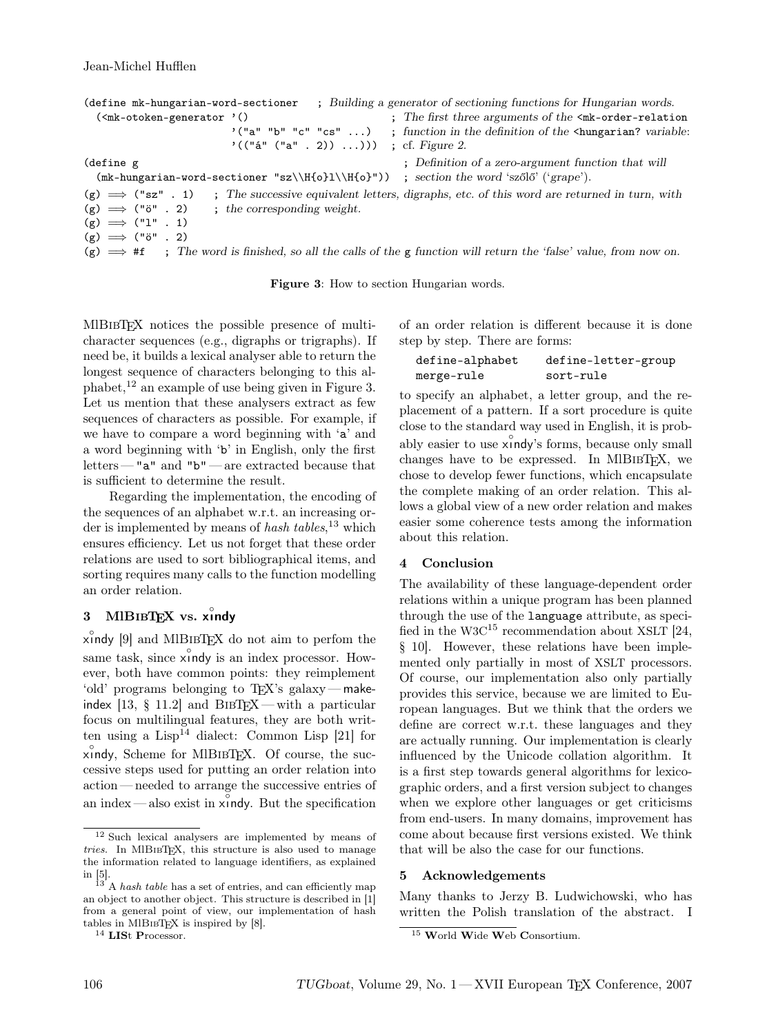```
(define mk-hungarian-word-sectioner   ; Building a generator of sectioning functions for Hungarian words.
  (<mk-otoken-generator '()                   ; The first three arguments of the <mk-order-relation
                        '("a" "b" "c" "cs" ...)   ; function in the definition of the <hungarian? variable:
                        '(("á" ("a" . 2)) ...)))  ; cf. Figure 2.
(define g                                       ; Definition of a zero-argument function that will
  (mk-hungarian-word-sectioner "sz\\H{o}l\\H{o}"))  ; section the word 'szőlő' ('grape').
(g) ⟹ ("sz" . 1)   ; The successive equivalent letters, digraphs, etc. of this word are returned in turn, with
(g) ⟹ ("ö" . 2)    ; the corresponding weight.
(g) ⟹ ("l" . 1)
(g) ⟹ ("ö" . 2)
(g) ⟹ #f   ; The word is finished, so all the calls of the g function will return the 'false' value, from now on.
```

**Figure 3**: How to section Hungarian words.

MlBibTeX notices the possible presence of multi-character sequences (e.g., digraphs or trigraphs). If need be, it builds a lexical analyser able to return the longest sequence of characters belonging to this alphabet,[12] an example of use being given in Figure 3. Let us mention that these analysers extract as few sequences of characters as possible. For example, if we have to compare a word beginning with 'a' and a word beginning with 'b' in English, only the first letters — "a" and "b" — are extracted because that is sufficient to determine the result.

Regarding the implementation, the encoding of the sequences of an alphabet w.r.t. an increasing order is implemented by means of *hash tables*,[13] which ensures efficiency. Let us not forget that these order relations are used to sort bibliographical items, and sorting requires many calls to the function modelling an order relation.

## 3 MlBibTeX vs. xindy

xindy [9] and MlBibTeX do not aim to perfom the same task, since xindy is an index processor. However, both have common points: they reimplement 'old' programs belonging to TeX's galaxy — makeindex [13, § 11.2] and BibTeX — with a particular focus on multilingual features, they are both written using a Lisp[14] dialect: Common Lisp [21] for xindy, Scheme for MlBibTeX. Of course, the successive steps used for putting an order relation into action — needed to arrange the successive entries of an index — also exist in xindy. But the specification of an order relation is different because it is done step by step. There are forms:

```
define-alphabet      define-letter-group
merge-rule           sort-rule
```

to specify an alphabet, a letter group, and the replacement of a pattern. If a sort procedure is quite close to the standard way used in English, it is probably easier to use xindy's forms, because only small changes have to be expressed. In MlBibTeX, we chose to develop fewer functions, which encapsulate the complete making of an order relation. This allows a global view of a new order relation and makes easier some coherence tests among the information about this relation.

## 4 Conclusion

The availability of these language-dependent order relations within a unique program has been planned through the use of the language attribute, as specified in the W3C[15] recommendation about XSLT [24, § 10]. However, these relations have been implemented only partially in most of XSLT processors. Of course, our implementation also only partially provides this service, because we are limited to European languages. But we think that the orders we define are correct w.r.t. these languages and they are actually running. Our implementation is clearly influenced by the Unicode collation algorithm. It is a first step towards general algorithms for lexicographic orders, and a first version subject to changes when we explore other languages or get criticisms from end-users. In many domains, improvement has come about because first versions existed. We think that this will be also the case for our functions.

## 5 Acknowledgements

Many thanks to Jerzy B. Ludwichowski, who has written the Polish translation of the abstract. I

---

[12] Such lexical analysers are implemented by means of *tries*. In MlBibTeX, this structure is also used to manage the information related to language identifiers, as explained in [5].

[13] A *hash table* has a set of entries, and can efficiently map an object to another object. This structure is described in [1] from a general point of view, our implementation of hash tables in MlBibTeX is inspired by [8].

[14] **LIS**t **P**rocessor.

[15] **W**orld **W**ide **W**eb **C**onsortium.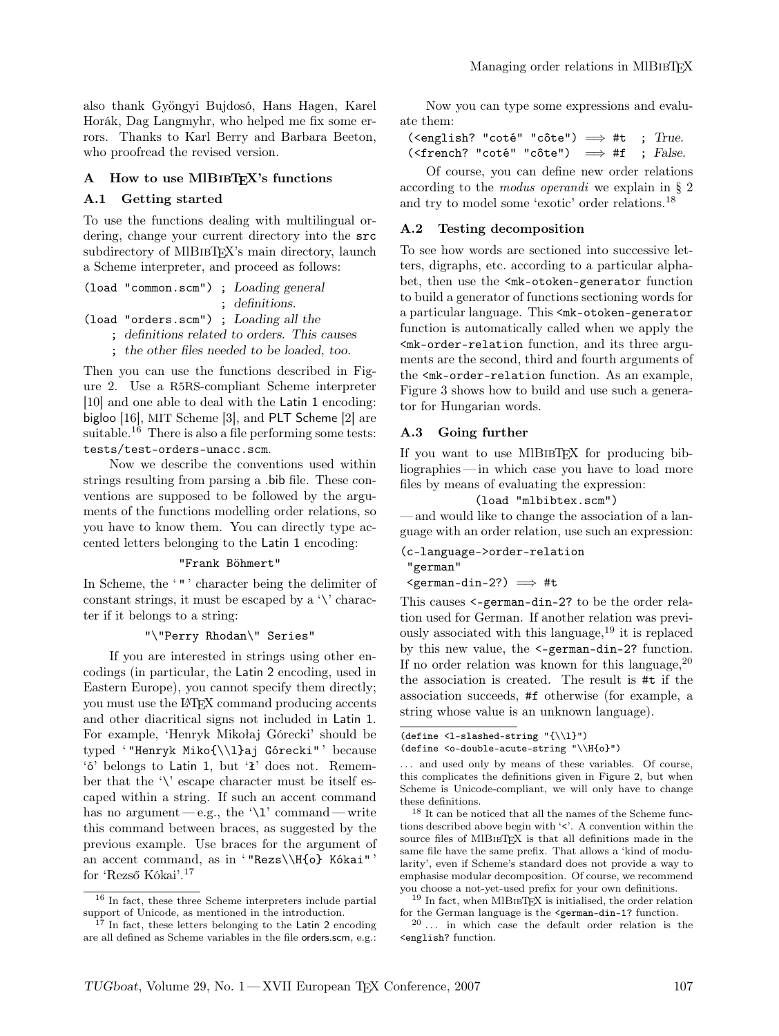also thank Gyöngyi Bujdosó, Hans Hagen, Karel Horák, Dag Langmyhr, who helped me fix some errors. Thanks to Karl Berry and Barbara Beeton, who proofread the revised version.

## A How to use MlBibTeX's functions

### A.1 Getting started

To use the functions dealing with multilingual ordering, change your current directory into the `src` subdirectory of MlBibTeX's main directory, launch a Scheme interpreter, and proceed as follows:

```
(load "common.scm") ; Loading general
                    ; definitions.
(load "orders.scm") ; Loading all the
    ; definitions related to orders. This causes
    ; the other files needed to be loaded, too.
```

Then you can use the functions described in Figure 2. Use a R5RS-compliant Scheme interpreter [10] and one able to deal with the Latin 1 encoding: bigloo [16], MIT Scheme [3], and PLT Scheme [2] are suitable.[16] There is also a file performing some tests: `tests/test-orders-unacc.scm`.

Now we describe the conventions used within strings resulting from parsing a .bib file. These conventions are supposed to be followed by the arguments of the functions modelling order relations, so you have to know them. You can directly type accented letters belonging to the Latin 1 encoding:

```
"Frank Böhmert"
```

In Scheme, the '`"`' character being the delimiter of constant strings, it must be escaped by a '`\`' character if it belongs to a string:

```
"\"Perry Rhodan\" Series"
```

If you are interested in strings using other encodings (in particular, the Latin 2 encoding, used in Eastern Europe), you cannot specify them directly; you must use the LaTeX command producing accents and other diacritical signs not included in Latin 1. For example, 'Henryk Mikołaj Górecki' should be typed '`"Henryk Miko{\\l}aj Górecki"`' because 'ó' belongs to Latin 1, but 'ł' does not. Remember that the '`\`' escape character must be itself escaped within a string. If such an accent command has no argument — e.g., the '`\l`' command — write this command between braces, as suggested by the previous example. Use braces for the argument of an accent command, as in '`"Rezs\\H{o} Kókai"`' for 'Rezső Kókai'.[17]

Now you can type some expressions and evaluate them:

```
(<english? "coté" "côte") ⟹ #t  ; True.
(<french? "coté" "côte")  ⟹ #f  ; False.
```

Of course, you can define new order relations according to the *modus operandi* we explain in § 2 and try to model some 'exotic' order relations.[18]

### A.2 Testing decomposition

To see how words are sectioned into successive letters, digraphs, etc. according to a particular alphabet, then use the `<mk-otoken-generator` function to build a generator of functions sectioning words for a particular language. This `<mk-otoken-generator` function is automatically called when we apply the `<mk-order-relation` function, and its three arguments are the second, third and fourth arguments of the `<mk-order-relation` function. As an example, Figure 3 shows how to build and use such a generator for Hungarian words.

### A.3 Going further

If you want to use MlBibTeX for producing bibliographies — in which case you have to load more files by means of evaluating the expression:

```
(load "mlbibtex.scm")
```

— and would like to change the association of a language with an order relation, use such an expression:

```
(c-language->order-relation
 "german"
 <german-din-2?) ⟹ #t
```

This causes `<-german-din-2?` to be the order relation used for German. If another relation was previously associated with this language,[19] it is replaced by this new value, the `<-german-din-2?` function. If no order relation was known for this language,[20] the association is created. The result is `#t` if the association succeeds, `#f` otherwise (for example, a string whose value is an unknown language).

---

[16] In fact, these three Scheme interpreters include partial support of Unicode, as mentioned in the introduction.

[17] In fact, these letters belonging to the Latin 2 encoding are all defined as Scheme variables in the file orders.scm, e.g.:

```
(define <l-slashed-string "{\\l}")
(define <o-double-acute-string "\\H{o}")
```

... and used only by means of these variables. Of course, this complicates the definitions given in Figure 2, but when Scheme is Unicode-compliant, we will only have to change these definitions.

[18] It can be noticed that all the names of the Scheme functions described above begin with '`<`'. A convention within the source files of MlBibTeX is that all definitions made in the same file have the same prefix. That allows a 'kind of modularity', even if Scheme's standard does not provide a way to emphasise modular decomposition. Of course, we recommend you choose a not-yet-used prefix for your own definitions.

[19] In fact, when MlBibTeX is initialised, the order relation for the German language is the `<german-din-1?` function.

[20] ... in which case the default order relation is the `<english?` function.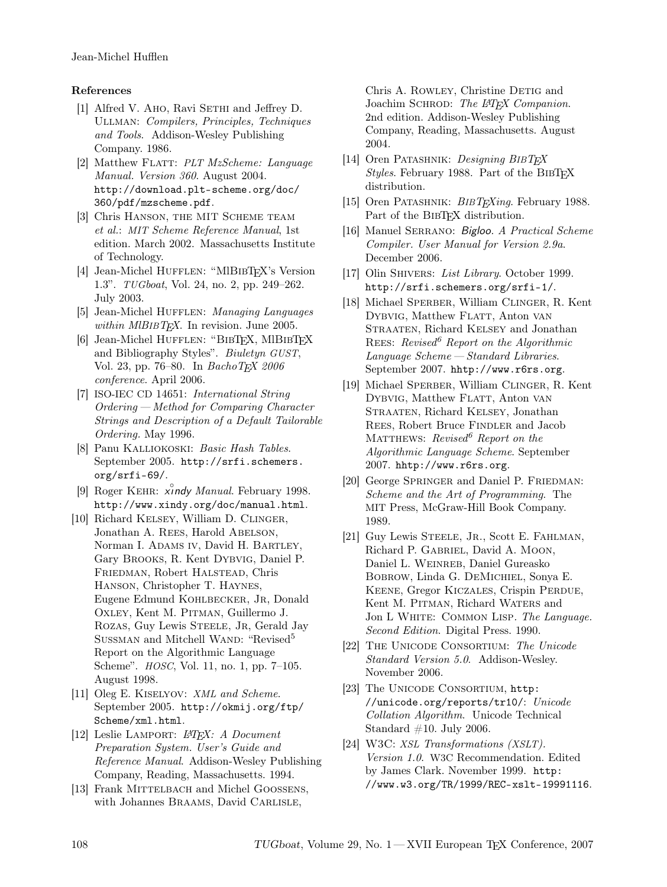## References

[1] Alfred V. Aho, Ravi Sethi and Jeffrey D. Ullman: *Compilers, Principles, Techniques and Tools*. Addison-Wesley Publishing Company. 1986.

[2] Matthew Flatt: *PLT MzScheme: Language Manual. Version 360*. August 2004. http://download.plt-scheme.org/doc/360/pdf/mzscheme.pdf.

[3] Chris Hanson, the MIT Scheme team *et al.*: *MIT Scheme Reference Manual*, 1st edition. March 2002. Massachusetts Institute of Technology.

[4] Jean-Michel Hufflen: "MlBibTeX's Version 1.3". *TUGboat*, Vol. 24, no. 2, pp. 249–262. July 2003.

[5] Jean-Michel Hufflen: *Managing Languages within MlBibTeX*. In revision. June 2005.

[6] Jean-Michel Hufflen: "BibTeX, MlBibTeX and Bibliography Styles". *Biuletyn GUST*, Vol. 23, pp. 76–80. In *BachoTeX 2006 conference*. April 2006.

[7] ISO-IEC CD 14651: *International String Ordering — Method for Comparing Character Strings and Description of a Default Tailorable Ordering*. May 1996.

[8] Panu Kalliokoski: *Basic Hash Tables*. September 2005. http://srfi.schemers.org/srfi-69/.

[9] Roger Kehr: *xindy Manual*. February 1998. http://www.xindy.org/doc/manual.html.

[10] Richard Kelsey, William D. Clinger, Jonathan A. Rees, Harold Abelson, Norman I. Adams iv, David H. Bartley, Gary Brooks, R. Kent Dybvig, Daniel P. Friedman, Robert Halstead, Chris Hanson, Christopher T. Haynes, Eugene Edmund Kohlbecker, Jr, Donald Oxley, Kent M. Pitman, Guillermo J. Rozas, Guy Lewis Steele, Jr, Gerald Jay Sussman and Mitchell Wand: "Revised$^5$ Report on the Algorithmic Language Scheme". *HOSC*, Vol. 11, no. 1, pp. 7–105. August 1998.

[11] Oleg E. Kiselyov: *XML and Scheme*. September 2005. http://okmij.org/ftp/Scheme/xml.html.

[12] Leslie Lamport: *LaTeX: A Document Preparation System. User's Guide and Reference Manual*. Addison-Wesley Publishing Company, Reading, Massachusetts. 1994.

[13] Frank Mittelbach and Michel Goossens, with Johannes Braams, David Carlisle, Chris A. Rowley, Christine Detig and Joachim Schrod: *The LaTeX Companion*. 2nd edition. Addison-Wesley Publishing Company, Reading, Massachusetts. August 2004.

[14] Oren Patashnik: *Designing BibTeX Styles*. February 1988. Part of the BibTeX distribution.

[15] Oren Patashnik: *BibTeXing*. February 1988. Part of the BibTeX distribution.

[16] Manuel Serrano: *Bigloo. A Practical Scheme Compiler. User Manual for Version 2.9a*. December 2006.

[17] Olin Shivers: *List Library*. October 1999. http://srfi.schemers.org/srfi-1/.

[18] Michael Sperber, William Clinger, R. Kent Dybvig, Matthew Flatt, Anton van Straaten, Richard Kelsey and Jonathan Rees: *Revised$^6$ Report on the Algorithmic Language Scheme — Standard Libraries*. September 2007. hhttp://www.r6rs.org.

[19] Michael Sperber, William Clinger, R. Kent Dybvig, Matthew Flatt, Anton van Straaten, Richard Kelsey, Jonathan Rees, Robert Bruce Findler and Jacob Matthews: *Revised$^6$ Report on the Algorithmic Language Scheme*. September 2007. hhttp://www.r6rs.org.

[20] George Springer and Daniel P. Friedman: *Scheme and the Art of Programming*. The MIT Press, McGraw-Hill Book Company. 1989.

[21] Guy Lewis Steele, Jr., Scott E. Fahlman, Richard P. Gabriel, David A. Moon, Daniel L. Weinreb, Daniel Gureasko Bobrow, Linda G. DeMichiel, Sonya E. Keene, Gregor Kiczales, Crispin Perdue, Kent M. Pitman, Richard Waters and Jon L White: Common Lisp. *The Language. Second Edition*. Digital Press. 1990.

[22] The Unicode Consortium: *The Unicode Standard Version 5.0*. Addison-Wesley. November 2006.

[23] The Unicode Consortium, http://unicode.org/reports/tr10/: *Unicode Collation Algorithm*. Unicode Technical Standard #10. July 2006.

[24] W3C: *XSL Transformations (XSLT). Version 1.0*. W3C Recommendation. Edited by James Clark. November 1999. http://www.w3.org/TR/1999/REC-xslt-19991116.